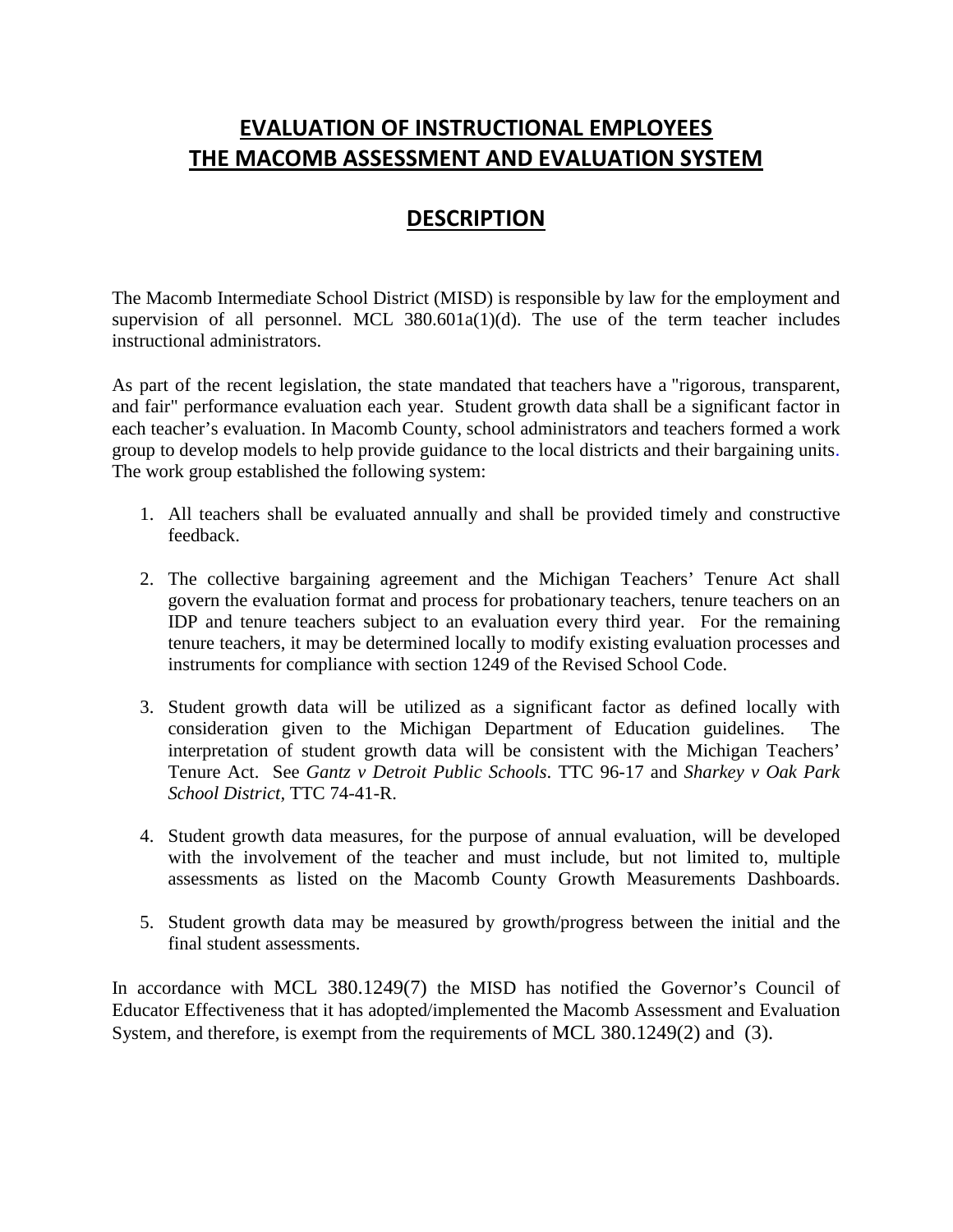# EVALUATION OF INSTRUCTIONAL EMPLOYEES
# THE MACOMB ASSESSMENT AND EVALUATION SYSTEM

## DESCRIPTION

The Macomb Intermediate School District (MISD) is responsible by law for the employment and supervision of all personnel. MCL 380.601a(1)(d). The use of the term teacher includes instructional administrators.

As part of the recent legislation, the state mandated that teachers have a "rigorous, transparent, and fair" performance evaluation each year. Student growth data shall be a significant factor in each teacher's evaluation. In Macomb County, school administrators and teachers formed a work group to develop models to help provide guidance to the local districts and their bargaining units. The work group established the following system:

1. All teachers shall be evaluated annually and shall be provided timely and constructive feedback.

2. The collective bargaining agreement and the Michigan Teachers' Tenure Act shall govern the evaluation format and process for probationary teachers, tenure teachers on an IDP and tenure teachers subject to an evaluation every third year. For the remaining tenure teachers, it may be determined locally to modify existing evaluation processes and instruments for compliance with section 1249 of the Revised School Code.

3. Student growth data will be utilized as a significant factor as defined locally with consideration given to the Michigan Department of Education guidelines. The interpretation of student growth data will be consistent with the Michigan Teachers' Tenure Act. See *Gantz v Detroit Public Schools*. TTC 96-17 and *Sharkey v Oak Park School District*, TTC 74-41-R.

4. Student growth data measures, for the purpose of annual evaluation, will be developed with the involvement of the teacher and must include, but not limited to, multiple assessments as listed on the Macomb County Growth Measurements Dashboards.

5. Student growth data may be measured by growth/progress between the initial and the final student assessments.

In accordance with MCL 380.1249(7) the MISD has notified the Governor's Council of Educator Effectiveness that it has adopted/implemented the Macomb Assessment and Evaluation System, and therefore, is exempt from the requirements of MCL 380.1249(2) and (3).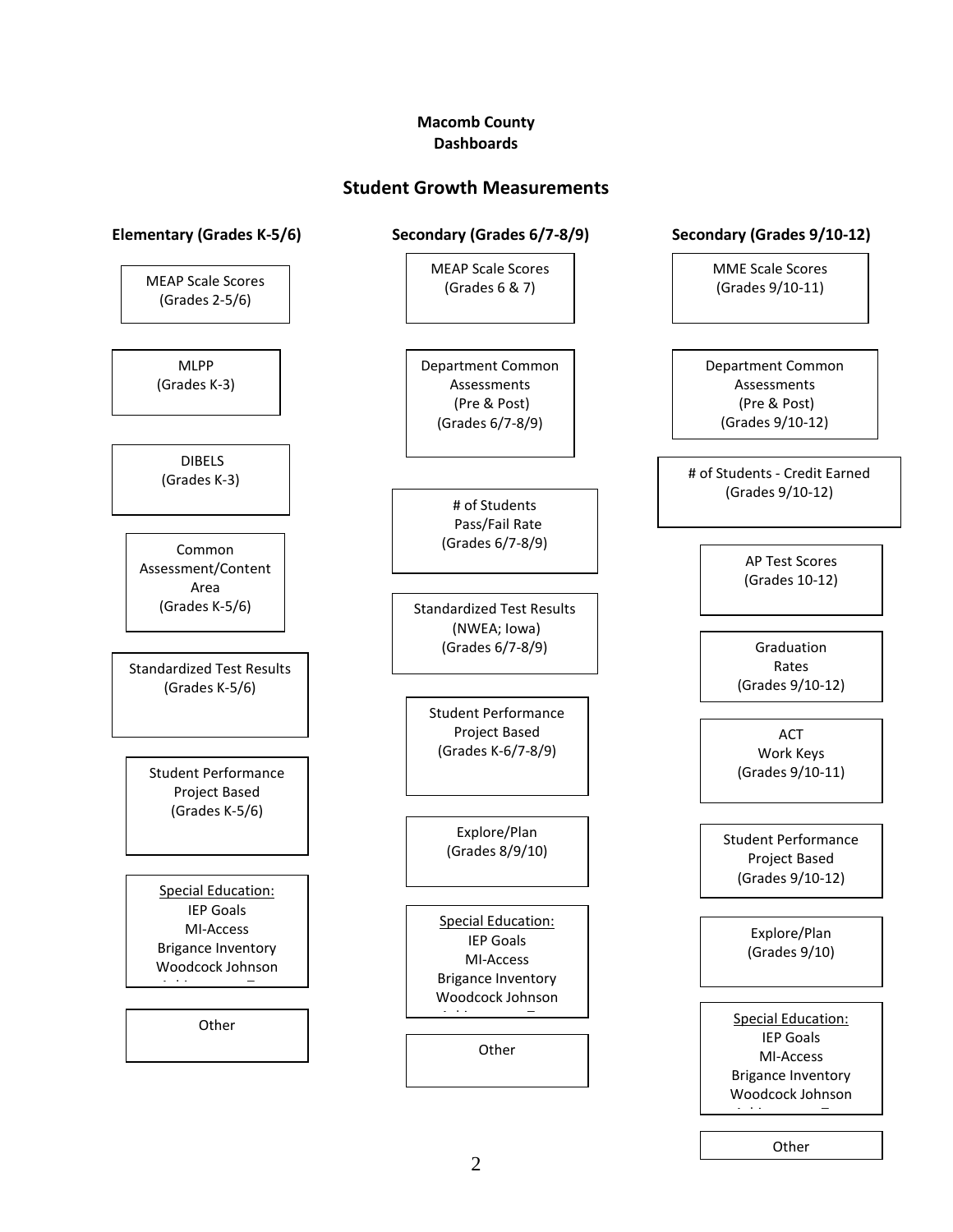**Macomb County**
**Dashboards**

## Student Growth Measurements

### Elementary (Grades K-5/6)

- MEAP Scale Scores (Grades 2-5/6)
- MLPP (Grades K-3)
- DIBELS (Grades K-3)
- Common Assessment/Content Area (Grades K-5/6)
- Standardized Test Results (Grades K-5/6)
- Student Performance Project Based (Grades K-5/6)
- Special Education: IEP Goals, MI-Access, Brigance Inventory, Woodcock Johnson
- Other

### Secondary (Grades 6/7-8/9)

- MEAP Scale Scores (Grades 6 & 7)
- Department Common Assessments (Pre & Post) (Grades 6/7-8/9)
- # of Students Pass/Fail Rate (Grades 6/7-8/9)
- Standardized Test Results (NWEA; Iowa) (Grades 6/7-8/9)
- Student Performance Project Based (Grades K-6/7-8/9)
- Explore/Plan (Grades 8/9/10)
- Special Education: IEP Goals, MI-Access, Brigance Inventory, Woodcock Johnson
- Other

### Secondary (Grades 9/10-12)

- MME Scale Scores (Grades 9/10-11)
- Department Common Assessments (Pre & Post) (Grades 9/10-12)
- # of Students - Credit Earned (Grades 9/10-12)
- AP Test Scores (Grades 10-12)
- Graduation Rates (Grades 9/10-12)
- ACT Work Keys (Grades 9/10-11)
- Student Performance Project Based (Grades 9/10-12)
- Explore/Plan (Grades 9/10)
- Special Education: IEP Goals, MI-Access, Brigance Inventory, Woodcock Johnson
- Other